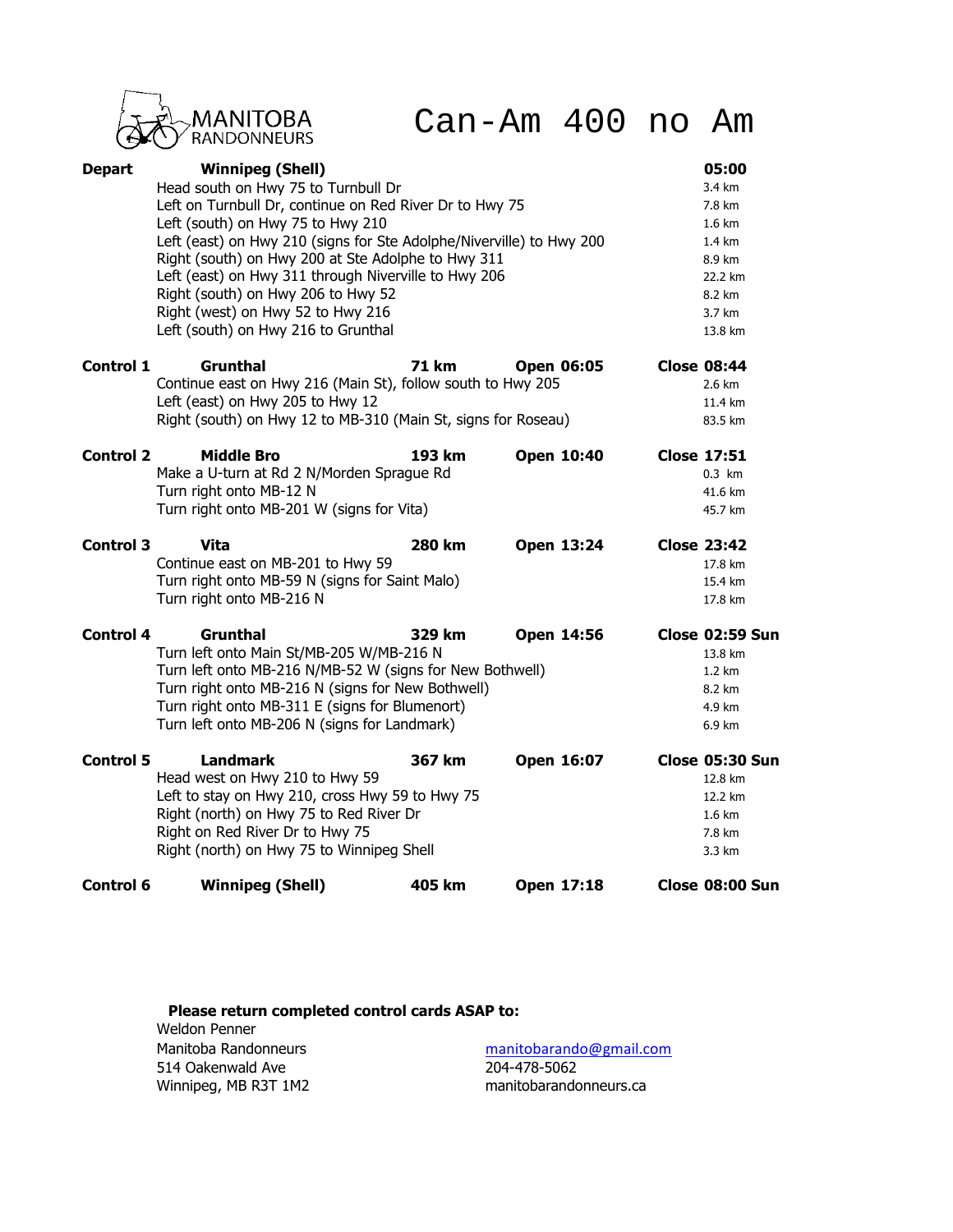MANITOBA RANDONNEURS

# Can-Am 400 no Am

| | | | | |
|---|---|---|---|---|
| **Depart** | **Winnipeg (Shell)** | | | **05:00** |
| | Head south on Hwy 75 to Turnbull Dr | | | 3.4 km |
| | Left on Turnbull Dr, continue on Red River Dr to Hwy 75 | | | 7.8 km |
| | Left (south) on Hwy 75 to Hwy 210 | | | 1.6 km |
| | Left (east) on Hwy 210 (signs for Ste Adolphe/Niverville) to Hwy 200 | | | 1.4 km |
| | Right (south) on Hwy 200 at Ste Adolphe to Hwy 311 | | | 8.9 km |
| | Left (east) on Hwy 311 through Niverville to Hwy 206 | | | 22.2 km |
| | Right (south) on Hwy 206 to Hwy 52 | | | 8.2 km |
| | Right (west) on Hwy 52 to Hwy 216 | | | 3.7 km |
| | Left (south) on Hwy 216 to Grunthal | | | 13.8 km |
| **Control 1** | **Grunthal** | **71 km** | **Open 06:05** | **Close 08:44** |
| | Continue east on Hwy 216 (Main St), follow south to Hwy 205 | | | 2.6 km |
| | Left (east) on Hwy 205 to Hwy 12 | | | 11.4 km |
| | Right (south) on Hwy 12 to MB-310 (Main St, signs for Roseau) | | | 83.5 km |
| **Control 2** | **Middle Bro** | **193 km** | **Open 10:40** | **Close 17:51** |
| | Make a U-turn at Rd 2 N/Morden Sprague Rd | | | 0.3 km |
| | Turn right onto MB-12 N | | | 41.6 km |
| | Turn right onto MB-201 W (signs for Vita) | | | 45.7 km |
| **Control 3** | **Vita** | **280 km** | **Open 13:24** | **Close 23:42** |
| | Continue east on MB-201 to Hwy 59 | | | 17.8 km |
| | Turn right onto MB-59 N (signs for Saint Malo) | | | 15.4 km |
| | Turn right onto MB-216 N | | | 17.8 km |
| **Control 4** | **Grunthal** | **329 km** | **Open 14:56** | **Close 02:59 Sun** |
| | Turn left onto Main St/MB-205 W/MB-216 N | | | 13.8 km |
| | Turn left onto MB-216 N/MB-52 W (signs for New Bothwell) | | | 1.2 km |
| | Turn right onto MB-216 N (signs for New Bothwell) | | | 8.2 km |
| | Turn right onto MB-311 E (signs for Blumenort) | | | 4.9 km |
| | Turn left onto MB-206 N (signs for Landmark) | | | 6.9 km |
| **Control 5** | **Landmark** | **367 km** | **Open 16:07** | **Close 05:30 Sun** |
| | Head west on Hwy 210 to Hwy 59 | | | 12.8 km |
| | Left to stay on Hwy 210, cross Hwy 59 to Hwy 75 | | | 12.2 km |
| | Right (north) on Hwy 75 to Red River Dr | | | 1.6 km |
| | Right on Red River Dr to Hwy 75 | | | 7.8 km |
| | Right (north) on Hwy 75 to Winnipeg Shell | | | 3.3 km |
| **Control 6** | **Winnipeg (Shell)** | **405 km** | **Open 17:18** | **Close 08:00 Sun** |

**Please return completed control cards ASAP to:**

Weldon Penner
Manitoba Randonneurs
514 Oakenwald Ave
Winnipeg, MB R3T 1M2

manitobarando@gmail.com
204-478-5062
manitobarandonneurs.ca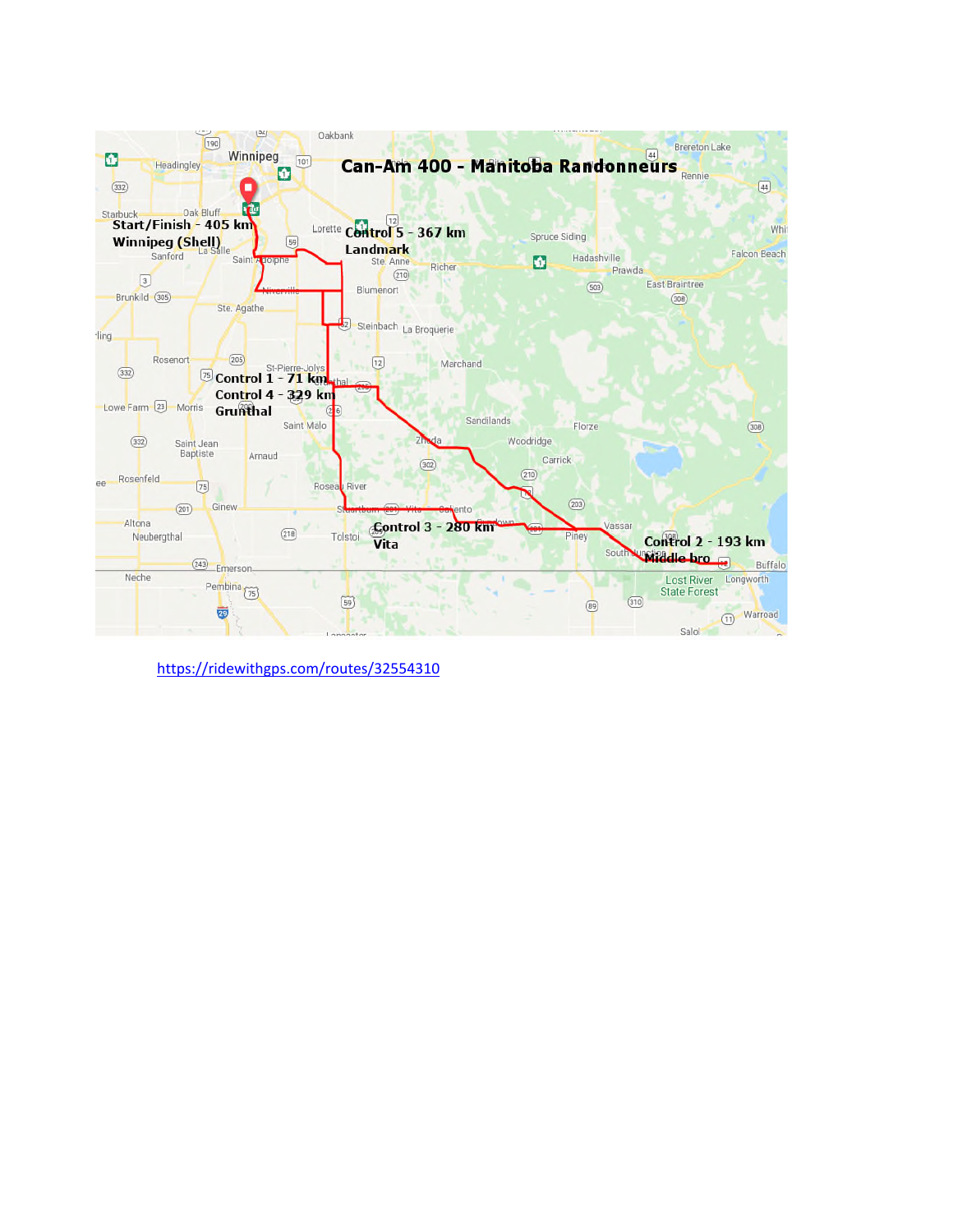Can-Am 400 - Manitoba Randonneurs

Start/Finish - 405 km
Winnipeg (Shell)

Control 1 - 71 km
Control 4 - 329 km
Grunthal

Control 2 - 193 km
Middle bro

Control 3 - 280 km
Vita

Control 5 - 367 km
Landmark

https://ridewithgps.com/routes/32554310